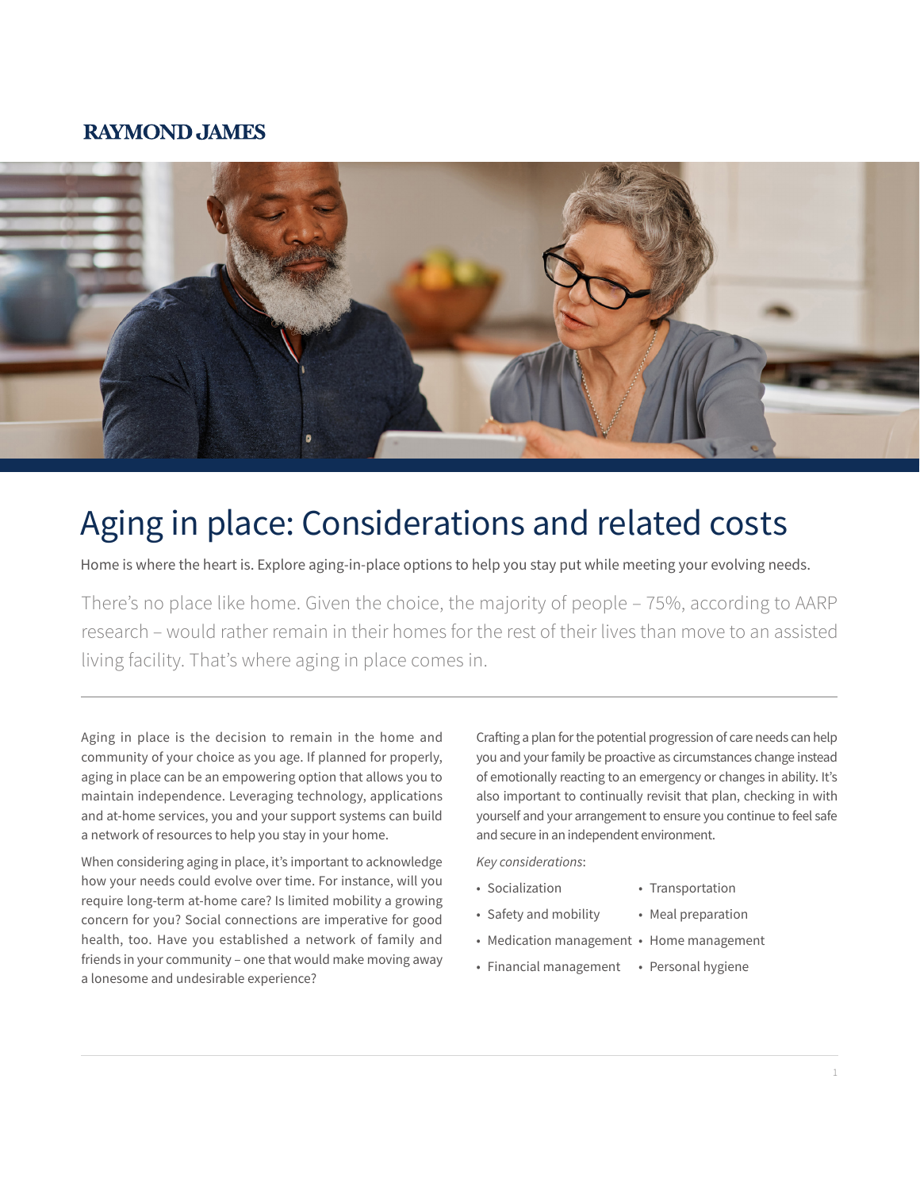RAYMOND JAMES

# Aging in place: Considerations and related costs

Home is where the heart is. Explore aging-in-place options to help you stay put while meeting your evolving needs.

There's no place like home. Given the choice, the majority of people – 75%, according to AARP research – would rather remain in their homes for the rest of their lives than move to an assisted living facility. That's where aging in place comes in.

---

Aging in place is the decision to remain in the home and community of your choice as you age. If planned for properly, aging in place can be an empowering option that allows you to maintain independence. Leveraging technology, applications and at-home services, you and your support systems can build a network of resources to help you stay in your home.

When considering aging in place, it's important to acknowledge how your needs could evolve over time. For instance, will you require long-term at-home care? Is limited mobility a growing concern for you? Social connections are imperative for good health, too. Have you established a network of family and friends in your community – one that would make moving away a lonesome and undesirable experience?

Crafting a plan for the potential progression of care needs can help you and your family be proactive as circumstances change instead of emotionally reacting to an emergency or changes in ability. It's also important to continually revisit that plan, checking in with yourself and your arrangement to ensure you continue to feel safe and secure in an independent environment.

*Key considerations*:

- Socialization
- Safety and mobility
- Medication management
- Financial management
- Transportation
- Meal preparation
- Home management
- Personal hygiene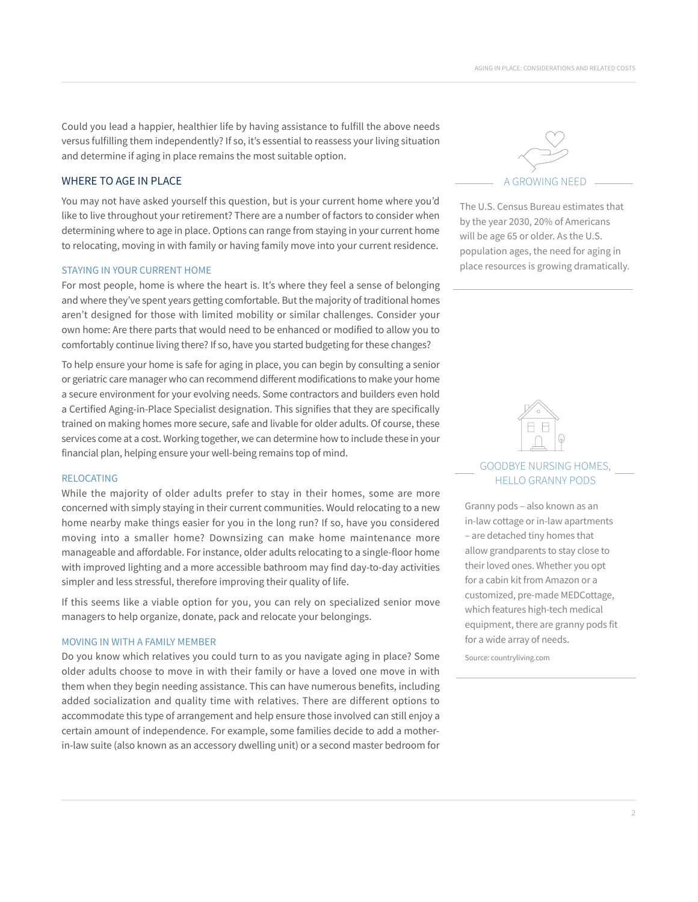Could you lead a happier, healthier life by having assistance to fulfill the above needs versus fulfilling them independently? If so, it's essential to reassess your living situation and determine if aging in place remains the most suitable option.

## WHERE TO AGE IN PLACE

You may not have asked yourself this question, but is your current home where you'd like to live throughout your retirement? There are a number of factors to consider when determining where to age in place. Options can range from staying in your current home to relocating, moving in with family or having family move into your current residence.

### STAYING IN YOUR CURRENT HOME

For most people, home is where the heart is. It's where they feel a sense of belonging and where they've spent years getting comfortable. But the majority of traditional homes aren't designed for those with limited mobility or similar challenges. Consider your own home: Are there parts that would need to be enhanced or modified to allow you to comfortably continue living there? If so, have you started budgeting for these changes?

To help ensure your home is safe for aging in place, you can begin by consulting a senior or geriatric care manager who can recommend different modifications to make your home a secure environment for your evolving needs. Some contractors and builders even hold a Certified Aging-in-Place Specialist designation. This signifies that they are specifically trained on making homes more secure, safe and livable for older adults. Of course, these services come at a cost. Working together, we can determine how to include these in your financial plan, helping ensure your well-being remains top of mind.

### RELOCATING

While the majority of older adults prefer to stay in their homes, some are more concerned with simply staying in their current communities. Would relocating to a new home nearby make things easier for you in the long run? If so, have you considered moving into a smaller home? Downsizing can make home maintenance more manageable and affordable. For instance, older adults relocating to a single-floor home with improved lighting and a more accessible bathroom may find day-to-day activities simpler and less stressful, therefore improving their quality of life.

If this seems like a viable option for you, you can rely on specialized senior move managers to help organize, donate, pack and relocate your belongings.

### MOVING IN WITH A FAMILY MEMBER

Do you know which relatives you could turn to as you navigate aging in place? Some older adults choose to move in with their family or have a loved one move in with them when they begin needing assistance. This can have numerous benefits, including added socialization and quality time with relatives. There are different options to accommodate this type of arrangement and help ensure those involved can still enjoy a certain amount of independence. For example, some families decide to add a mother-in-law suite (also known as an accessory dwelling unit) or a second master bedroom for

---

### A GROWING NEED

The U.S. Census Bureau estimates that by the year 2030, 20% of Americans will be age 65 or older. As the U.S. population ages, the need for aging in place resources is growing dramatically.

---

### GOODBYE NURSING HOMES, HELLO GRANNY PODS

Granny pods – also known as an in-law cottage or in-law apartments – are detached tiny homes that allow grandparents to stay close to their loved ones. Whether you opt for a cabin kit from Amazon or a customized, pre-made MEDCottage, which features high-tech medical equipment, there are granny pods fit for a wide array of needs.

Source: countryliving.com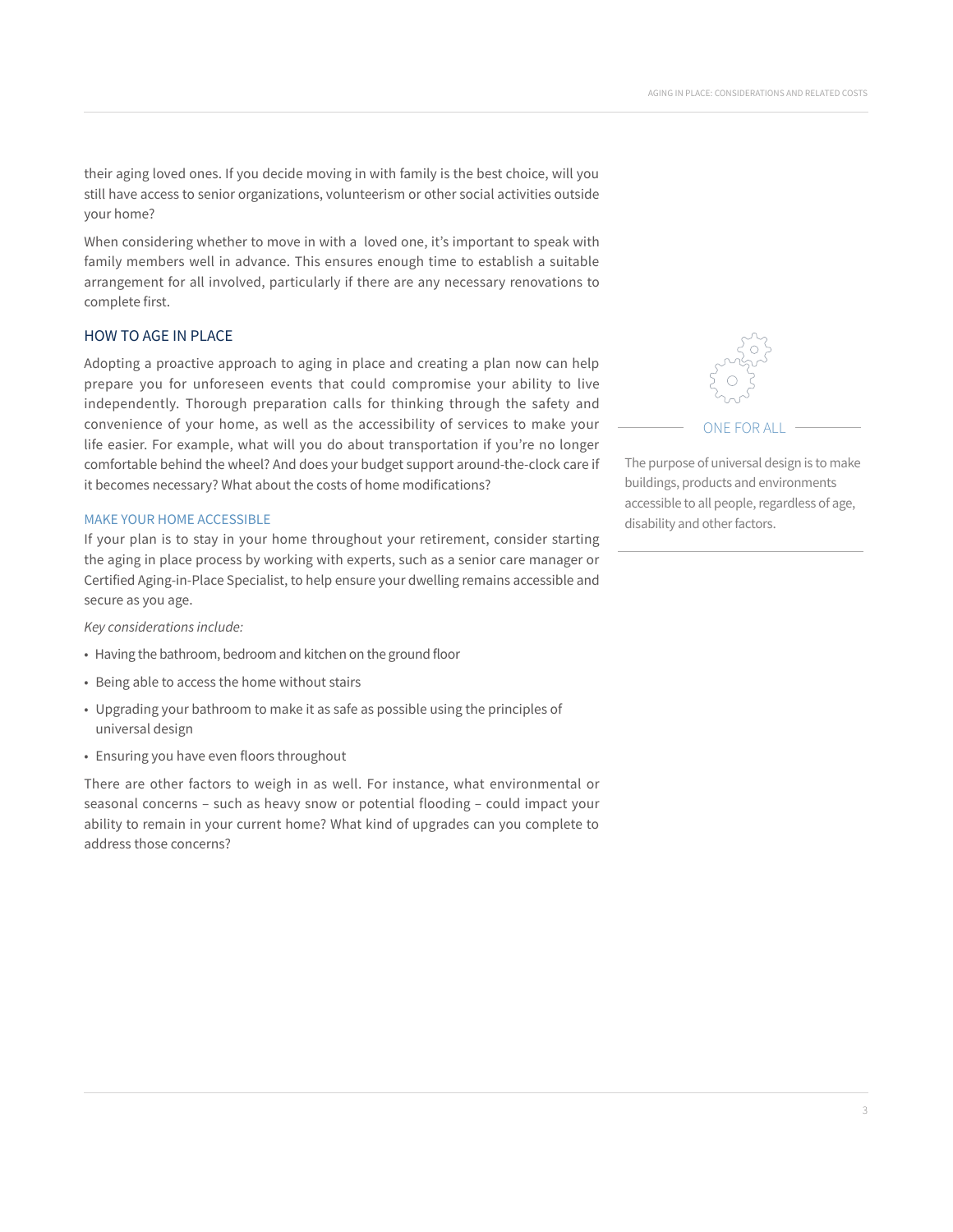their aging loved ones. If you decide moving in with family is the best choice, will you still have access to senior organizations, volunteerism or other social activities outside your home?

When considering whether to move in with a loved one, it's important to speak with family members well in advance. This ensures enough time to establish a suitable arrangement for all involved, particularly if there are any necessary renovations to complete first.

## HOW TO AGE IN PLACE

Adopting a proactive approach to aging in place and creating a plan now can help prepare you for unforeseen events that could compromise your ability to live independently. Thorough preparation calls for thinking through the safety and convenience of your home, as well as the accessibility of services to make your life easier. For example, what will you do about transportation if you're no longer comfortable behind the wheel? And does your budget support around-the-clock care if it becomes necessary? What about the costs of home modifications?

### MAKE YOUR HOME ACCESSIBLE

If your plan is to stay in your home throughout your retirement, consider starting the aging in place process by working with experts, such as a senior care manager or Certified Aging-in-Place Specialist, to help ensure your dwelling remains accessible and secure as you age.

*Key considerations include:*

- Having the bathroom, bedroom and kitchen on the ground floor
- Being able to access the home without stairs
- Upgrading your bathroom to make it as safe as possible using the principles of universal design
- Ensuring you have even floors throughout

There are other factors to weigh in as well. For instance, what environmental or seasonal concerns – such as heavy snow or potential flooding – could impact your ability to remain in your current home? What kind of upgrades can you complete to address those concerns?

### ONE FOR ALL

The purpose of universal design is to make buildings, products and environments accessible to all people, regardless of age, disability and other factors.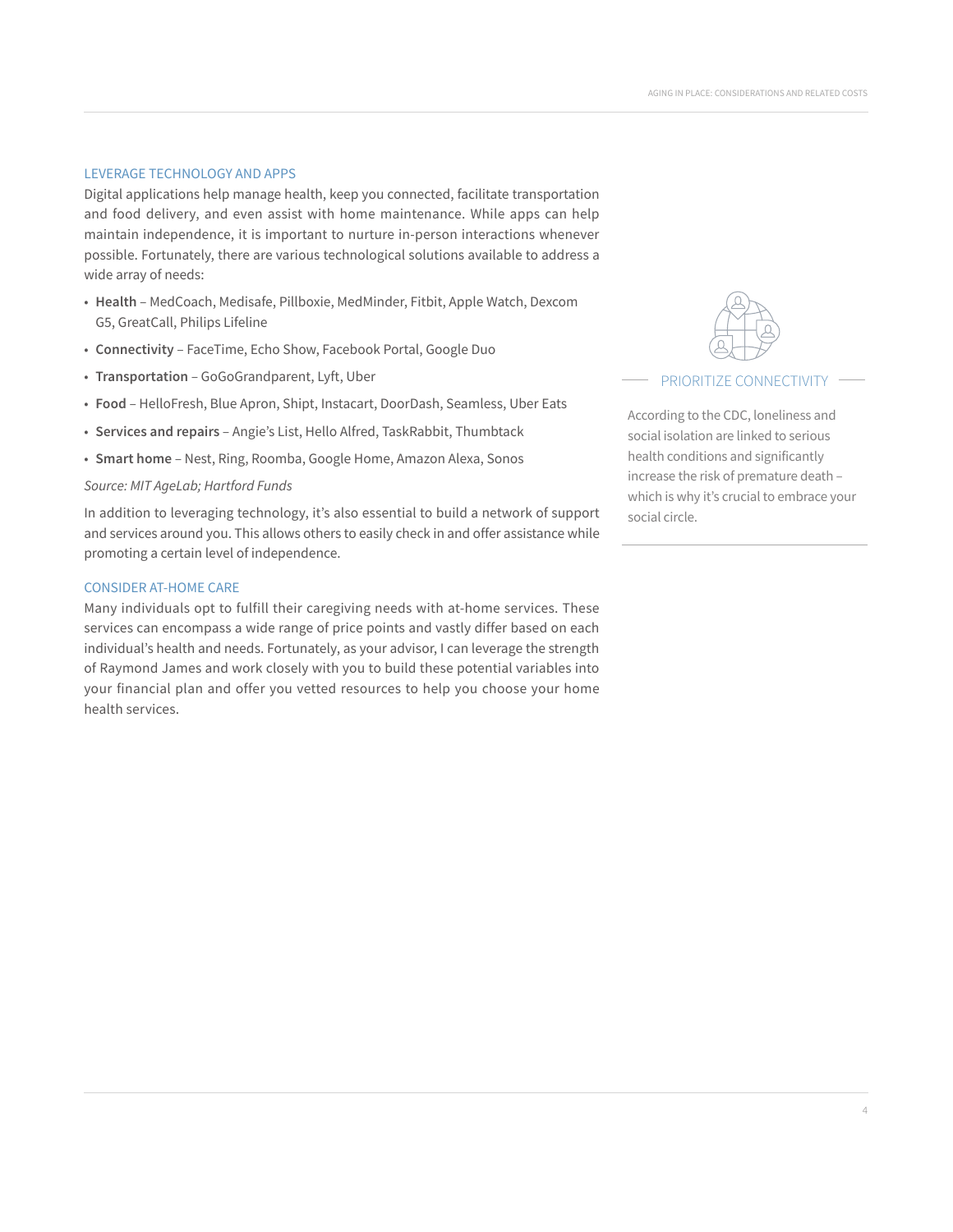## LEVERAGE TECHNOLOGY AND APPS

Digital applications help manage health, keep you connected, facilitate transportation and food delivery, and even assist with home maintenance. While apps can help maintain independence, it is important to nurture in-person interactions whenever possible. Fortunately, there are various technological solutions available to address a wide array of needs:

- **Health** – MedCoach, Medisafe, Pillboxie, MedMinder, Fitbit, Apple Watch, Dexcom G5, GreatCall, Philips Lifeline
- **Connectivity** – FaceTime, Echo Show, Facebook Portal, Google Duo
- **Transportation** – GoGoGrandparent, Lyft, Uber
- **Food** – HelloFresh, Blue Apron, Shipt, Instacart, DoorDash, Seamless, Uber Eats
- **Services and repairs** – Angie's List, Hello Alfred, TaskRabbit, Thumbtack
- **Smart home** – Nest, Ring, Roomba, Google Home, Amazon Alexa, Sonos

*Source: MIT AgeLab; Hartford Funds*

In addition to leveraging technology, it's also essential to build a network of support and services around you. This allows others to easily check in and offer assistance while promoting a certain level of independence.

## CONSIDER AT-HOME CARE

Many individuals opt to fulfill their caregiving needs with at-home services. These services can encompass a wide range of price points and vastly differ based on each individual's health and needs. Fortunately, as your advisor, I can leverage the strength of Raymond James and work closely with you to build these potential variables into your financial plan and offer you vetted resources to help you choose your home health services.

### PRIORITIZE CONNECTIVITY

According to the CDC, loneliness and social isolation are linked to serious health conditions and significantly increase the risk of premature death – which is why it's crucial to embrace your social circle.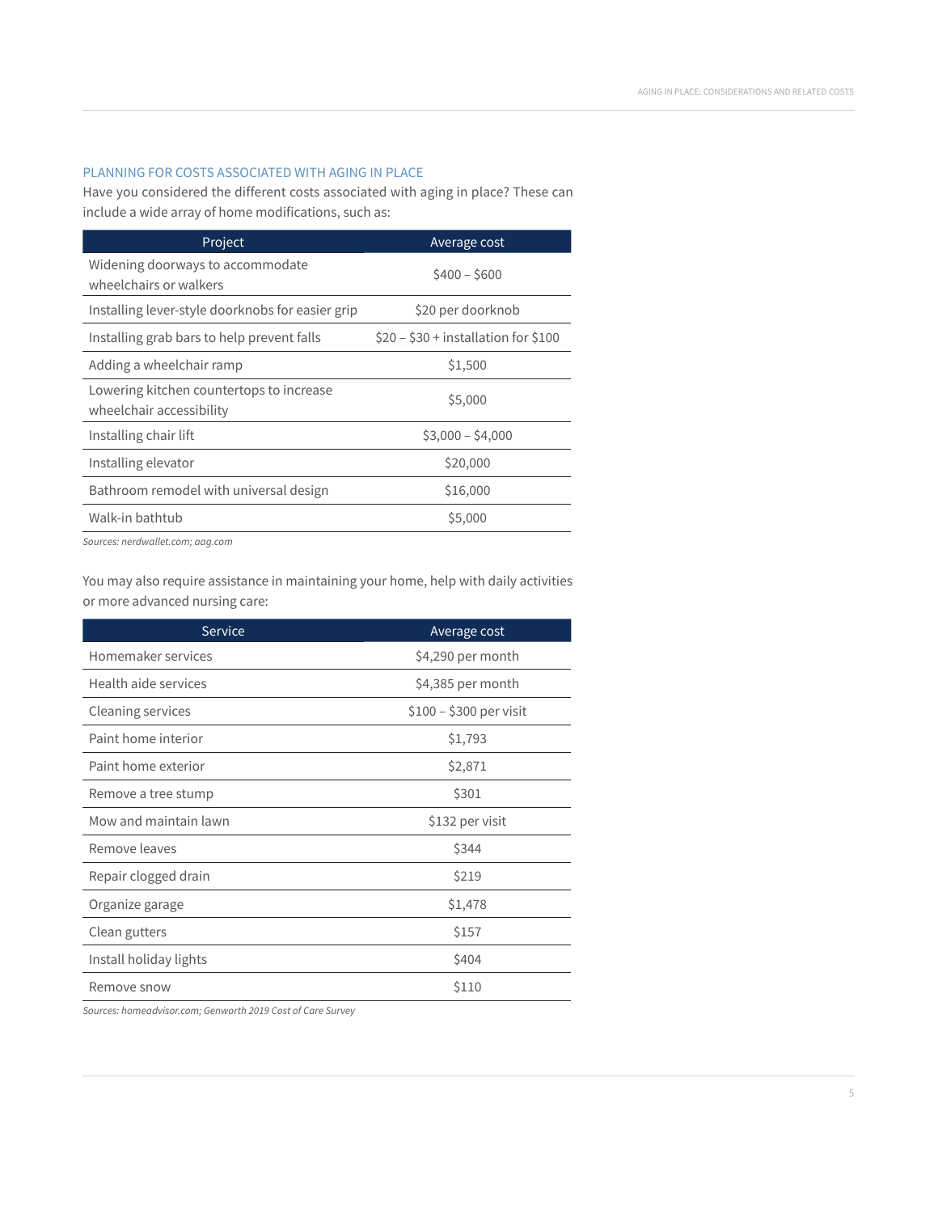## PLANNING FOR COSTS ASSOCIATED WITH AGING IN PLACE

Have you considered the different costs associated with aging in place? These can include a wide array of home modifications, such as:

| Project | Average cost |
|---|---|
| Widening doorways to accommodate wheelchairs or walkers | $400 – $600 |
| Installing lever-style doorknobs for easier grip | $20 per doorknob |
| Installing grab bars to help prevent falls | $20 – $30 + installation for $100 |
| Adding a wheelchair ramp | $1,500 |
| Lowering kitchen countertops to increase wheelchair accessibility | $5,000 |
| Installing chair lift | $3,000 – $4,000 |
| Installing elevator | $20,000 |
| Bathroom remodel with universal design | $16,000 |
| Walk-in bathtub | $5,000 |

*Sources: nerdwallet.com; aag.com*

You may also require assistance in maintaining your home, help with daily activities or more advanced nursing care:

| Service | Average cost |
|---|---|
| Homemaker services | $4,290 per month |
| Health aide services | $4,385 per month |
| Cleaning services | $100 – $300 per visit |
| Paint home interior | $1,793 |
| Paint home exterior | $2,871 |
| Remove a tree stump | $301 |
| Mow and maintain lawn | $132 per visit |
| Remove leaves | $344 |
| Repair clogged drain | $219 |
| Organize garage | $1,478 |
| Clean gutters | $157 |
| Install holiday lights | $404 |
| Remove snow | $110 |

*Sources: homeadvisor.com; Genworth 2019 Cost of Care Survey*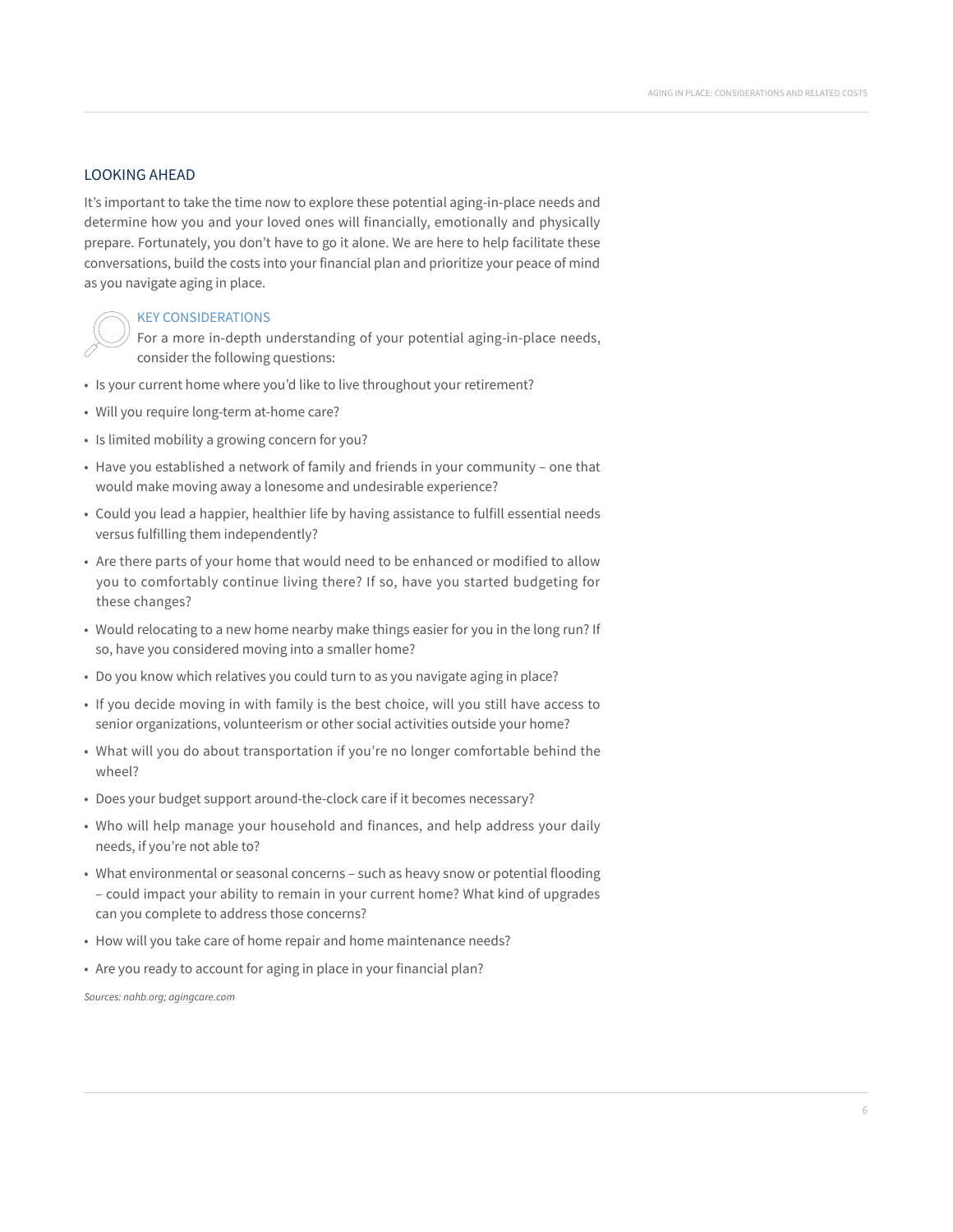## LOOKING AHEAD

It's important to take the time now to explore these potential aging-in-place needs and determine how you and your loved ones will financially, emotionally and physically prepare. Fortunately, you don't have to go it alone. We are here to help facilitate these conversations, build the costs into your financial plan and prioritize your peace of mind as you navigate aging in place.

### KEY CONSIDERATIONS

For a more in-depth understanding of your potential aging-in-place needs, consider the following questions:

- Is your current home where you'd like to live throughout your retirement?
- Will you require long-term at-home care?
- Is limited mobility a growing concern for you?
- Have you established a network of family and friends in your community – one that would make moving away a lonesome and undesirable experience?
- Could you lead a happier, healthier life by having assistance to fulfill essential needs versus fulfilling them independently?
- Are there parts of your home that would need to be enhanced or modified to allow you to comfortably continue living there? If so, have you started budgeting for these changes?
- Would relocating to a new home nearby make things easier for you in the long run? If so, have you considered moving into a smaller home?
- Do you know which relatives you could turn to as you navigate aging in place?
- If you decide moving in with family is the best choice, will you still have access to senior organizations, volunteerism or other social activities outside your home?
- What will you do about transportation if you're no longer comfortable behind the wheel?
- Does your budget support around-the-clock care if it becomes necessary?
- Who will help manage your household and finances, and help address your daily needs, if you're not able to?
- What environmental or seasonal concerns – such as heavy snow or potential flooding – could impact your ability to remain in your current home? What kind of upgrades can you complete to address those concerns?
- How will you take care of home repair and home maintenance needs?
- Are you ready to account for aging in place in your financial plan?

*Sources: nahb.org; agingcare.com*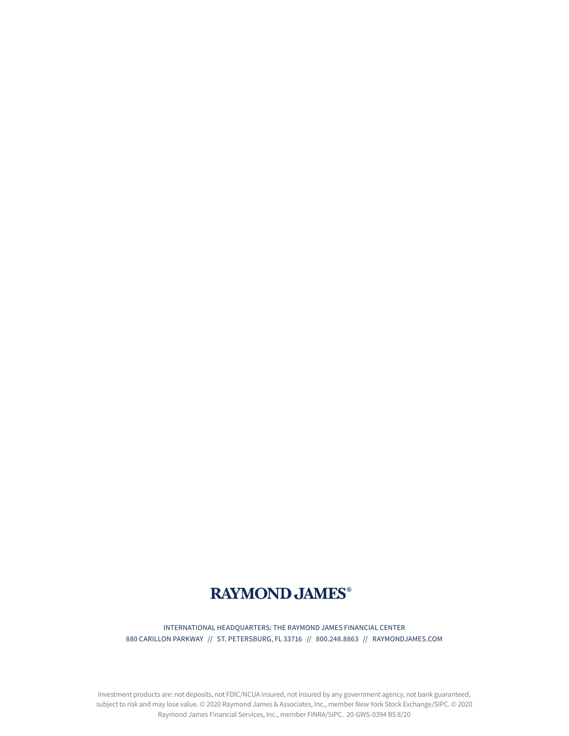**RAYMOND JAMES®**

INTERNATIONAL HEADQUARTERS: THE RAYMOND JAMES FINANCIAL CENTER
880 CARILLON PARKWAY // ST. PETERSBURG, FL 33716 // 800.248.8863 // RAYMONDJAMES.COM

Investment products are: not deposits, not FDIC/NCUA insured, not insured by any government agency, not bank guaranteed, subject to risk and may lose value. © 2020 Raymond James & Associates, Inc., member New York Stock Exchange/SIPC. © 2020 Raymond James Financial Services, Inc., member FINRA/SIPC. 20-GWS-0394 BS 8/20